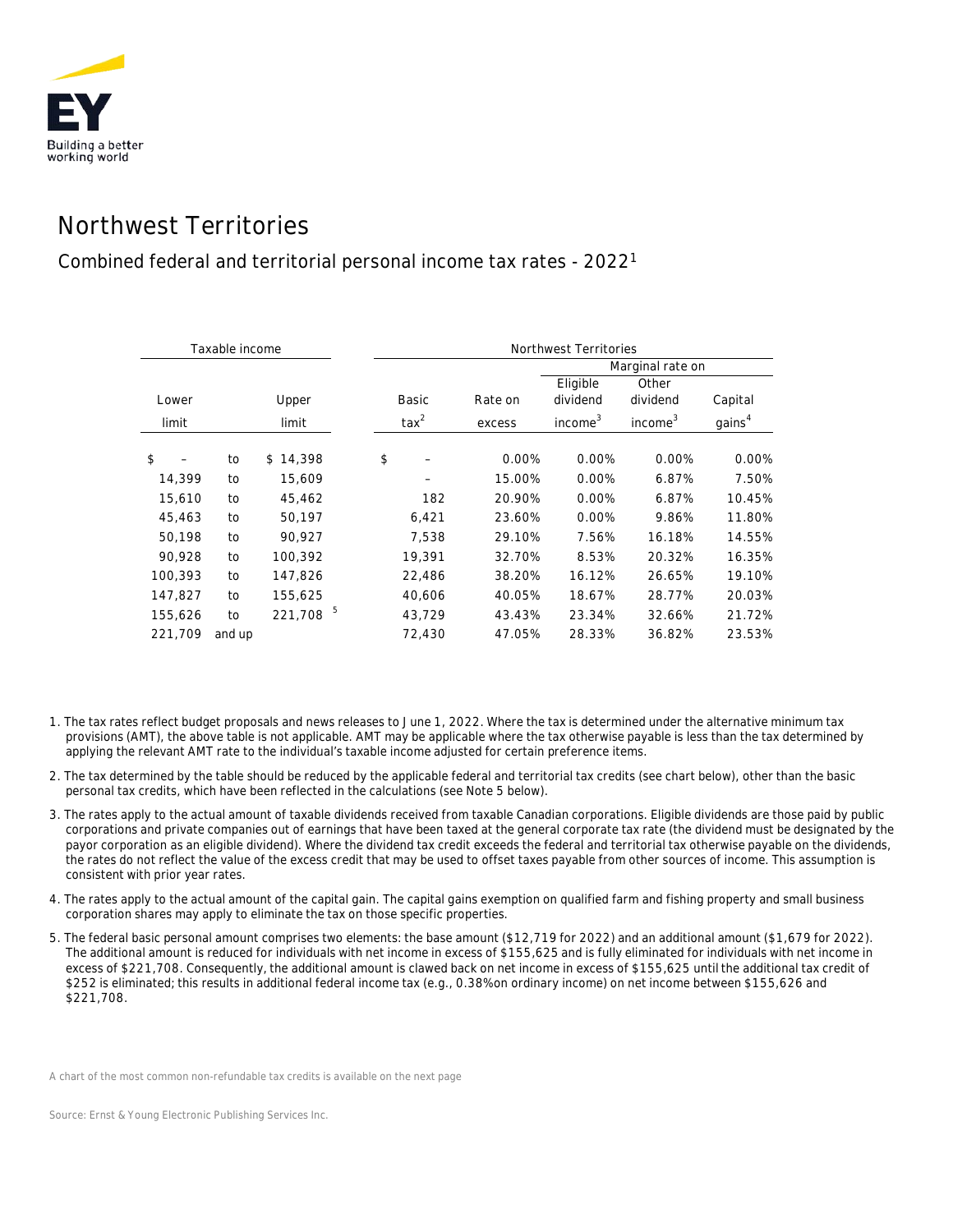# Northwest Territories

## Combined federal and territorial personal income tax rates - 2022[1]

| Taxable income | | | Northwest Territories | | | | |
|---|---|---|---|---|---|---|---|
| | | | | | Marginal rate on | | |
| Lower limit | | Upper limit | Basic tax[2] | Rate on excess | Eligible dividend income[3] | Other dividend income[3] | Capital gains[4] |
| $ – | to | $ 14,398 | $ – | 0.00% | 0.00% | 0.00% | 0.00% |
| 14,399 | to | 15,609 | – | 15.00% | 0.00% | 6.87% | 7.50% |
| 15,610 | to | 45,462 | 182 | 20.90% | 0.00% | 6.87% | 10.45% |
| 45,463 | to | 50,197 | 6,421 | 23.60% | 0.00% | 9.86% | 11.80% |
| 50,198 | to | 90,927 | 7,538 | 29.10% | 7.56% | 16.18% | 14.55% |
| 90,928 | to | 100,392 | 19,391 | 32.70% | 8.53% | 20.32% | 16.35% |
| 100,393 | to | 147,826 | 22,486 | 38.20% | 16.12% | 26.65% | 19.10% |
| 147,827 | to | 155,625 | 40,606 | 40.05% | 18.67% | 28.77% | 20.03% |
| 155,626 | to | 221,708 [5] | 43,729 | 43.43% | 23.34% | 32.66% | 21.72% |
| 221,709 | and up | | 72,430 | 47.05% | 28.33% | 36.82% | 23.53% |

1. The tax rates reflect budget proposals and news releases to June 1, 2022. Where the tax is determined under the alternative minimum tax provisions (AMT), the above table is not applicable. AMT may be applicable where the tax otherwise payable is less than the tax determined by applying the relevant AMT rate to the individual's taxable income adjusted for certain preference items.
2. The tax determined by the table should be reduced by the applicable federal and territorial tax credits (see chart below), other than the basic personal tax credits, which have been reflected in the calculations (see Note 5 below).
3. The rates apply to the actual amount of taxable dividends received from taxable Canadian corporations. Eligible dividends are those paid by public corporations and private companies out of earnings that have been taxed at the general corporate tax rate (the dividend must be designated by the payor corporation as an eligible dividend). Where the dividend tax credit exceeds the federal and territorial tax otherwise payable on the dividends, the rates do not reflect the value of the excess credit that may be used to offset taxes payable from other sources of income. This assumption is consistent with prior year rates.
4. The rates apply to the actual amount of the capital gain. The capital gains exemption on qualified farm and fishing property and small business corporation shares may apply to eliminate the tax on those specific properties.
5. The federal basic personal amount comprises two elements: the base amount ($12,719 for 2022) and an additional amount ($1,679 for 2022). The additional amount is reduced for individuals with net income in excess of $155,625 and is fully eliminated for individuals with net income in excess of $221,708. Consequently, the additional amount is clawed back on net income in excess of $155,625 until the additional tax credit of $252 is eliminated; this results in additional federal income tax (e.g., 0.38%on ordinary income) on net income between $155,626 and $221,708.

A chart of the most common non-refundable tax credits is available on the next page

Source: Ernst & Young Electronic Publishing Services Inc.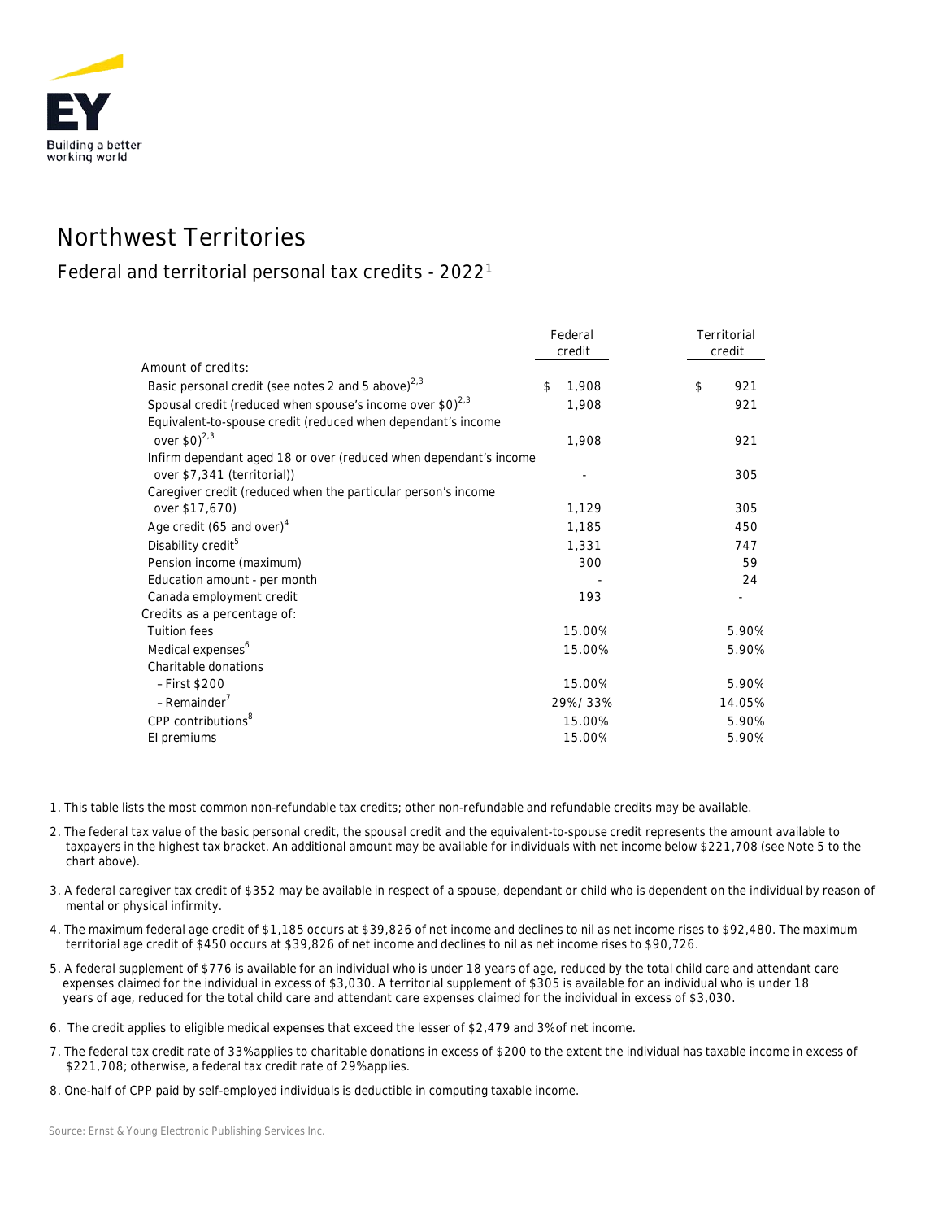EY Building a better working world

# Northwest Territories

## Federal and territorial personal tax credits - 2022[1]

| | Federal credit | Territorial credit |
|---|---|---|
| Amount of credits: | | |
| Basic personal credit (see notes 2 and 5 above)[2,3] | $ 1,908 | $ 921 |
| Spousal credit (reduced when spouse's income over $0)[2,3] | 1,908 | 921 |
| Equivalent-to-spouse credit (reduced when dependant's income over $0)[2,3] | 1,908 | 921 |
| Infirm dependant aged 18 or over (reduced when dependant's income over $7,341 (territorial)) | - | 305 |
| Caregiver credit (reduced when the particular person's income over $17,670) | 1,129 | 305 |
| Age credit (65 and over)[4] | 1,185 | 450 |
| Disability credit[5] | 1,331 | 747 |
| Pension income (maximum) | 300 | 59 |
| Education amount - per month | - | 24 |
| Canada employment credit | 193 | - |
| Credits as a percentage of: | | |
| Tuition fees | 15.00% | 5.90% |
| Medical expenses[6] | 15.00% | 5.90% |
| Charitable donations | | |
| – First $200 | 15.00% | 5.90% |
| – Remainder[7] | 29%/ 33% | 14.05% |
| CPP contributions[8] | 15.00% | 5.90% |
| EI premiums | 15.00% | 5.90% |

1. This table lists the most common non-refundable tax credits; other non-refundable and refundable credits may be available.
2. The federal tax value of the basic personal credit, the spousal credit and the equivalent-to-spouse credit represents the amount available to taxpayers in the highest tax bracket. An additional amount may be available for individuals with net income below $221,708 (see Note 5 to the chart above).
3. A federal caregiver tax credit of $352 may be available in respect of a spouse, dependant or child who is dependent on the individual by reason of mental or physical infirmity.
4. The maximum federal age credit of $1,185 occurs at $39,826 of net income and declines to nil as net income rises to $92,480. The maximum territorial age credit of $450 occurs at $39,826 of net income and declines to nil as net income rises to $90,726.
5. A federal supplement of $776 is available for an individual who is under 18 years of age, reduced by the total child care and attendant care expenses claimed for the individual in excess of $3,030. A territorial supplement of $305 is available for an individual who is under 18 years of age, reduced for the total child care and attendant care expenses claimed for the individual in excess of $3,030.
6. The credit applies to eligible medical expenses that exceed the lesser of $2,479 and 3% of net income.
7. The federal tax credit rate of 33% applies to charitable donations in excess of $200 to the extent the individual has taxable income in excess of $221,708; otherwise, a federal tax credit rate of 29% applies.
8. One-half of CPP paid by self-employed individuals is deductible in computing taxable income.

Source: Ernst & Young Electronic Publishing Services Inc.